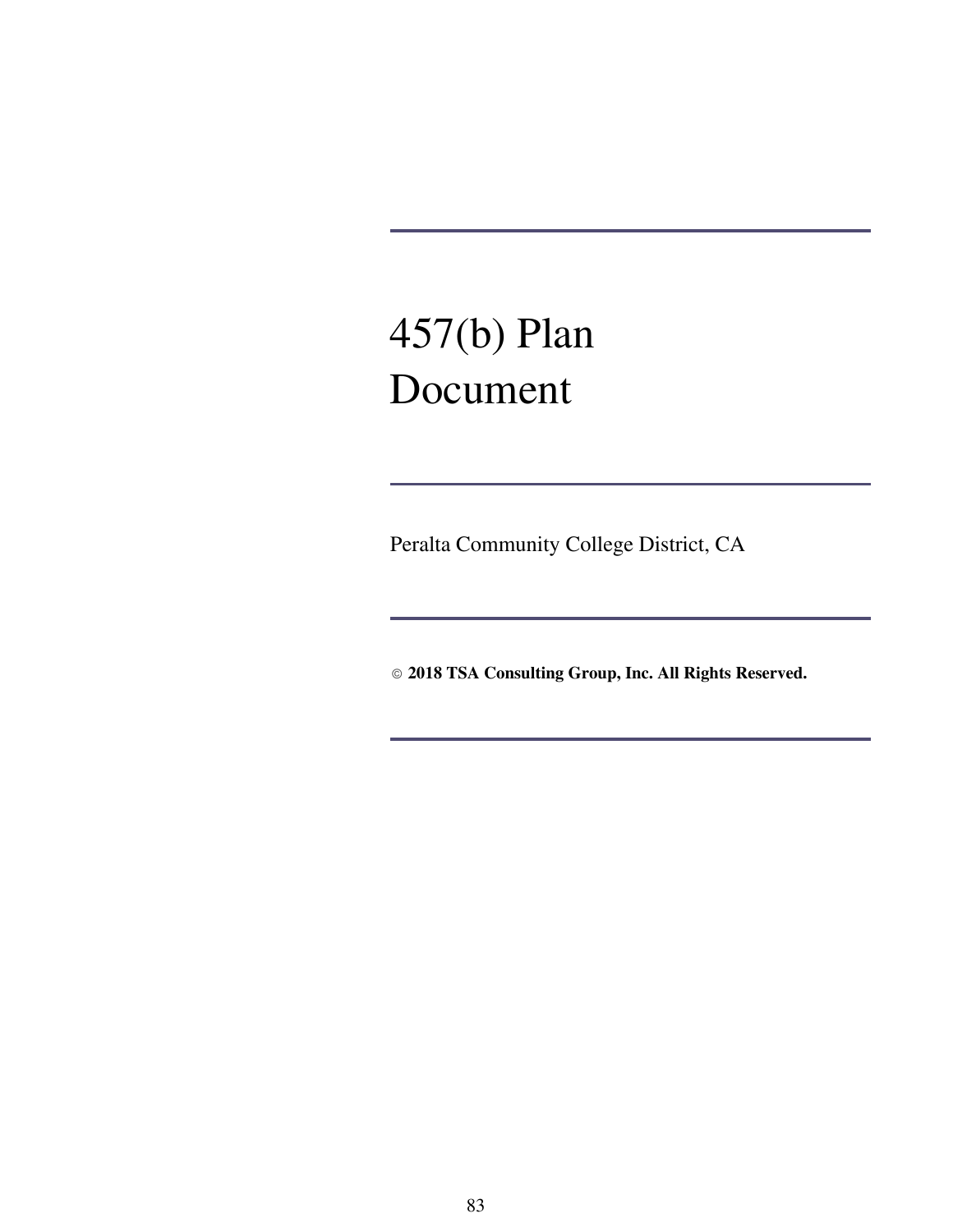# 457(b) Plan Document

Peralta Community College District, CA

**© 2018 TSA Consulting Group, Inc. All Rights Reserved.**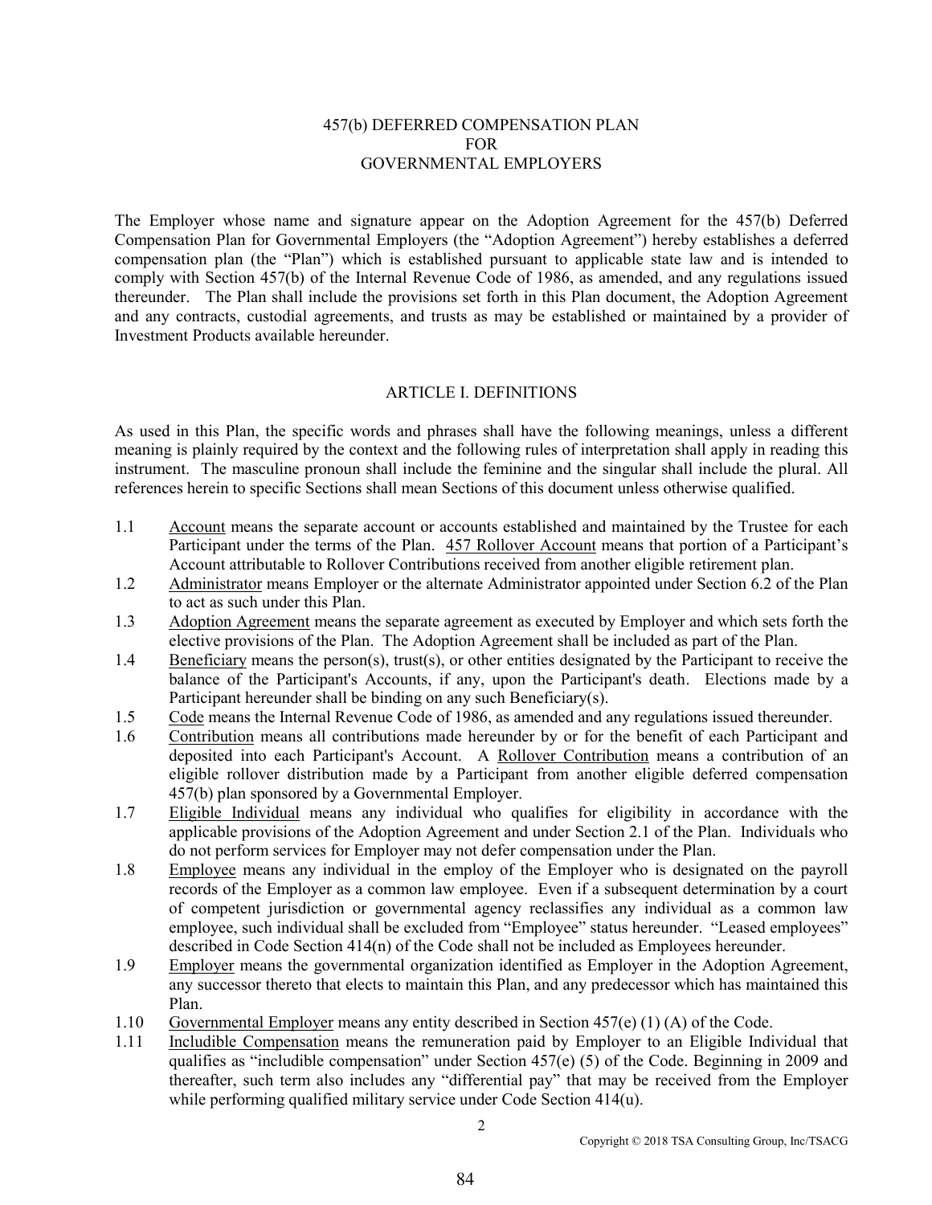# 457(b) DEFERRED COMPENSATION PLAN FOR GOVERNMENTAL EMPLOYERS

The Employer whose name and signature appear on the Adoption Agreement for the 457(b) Deferred Compensation Plan for Governmental Employers (the "Adoption Agreement") hereby establishes a deferred compensation plan (the "Plan") which is established pursuant to applicable state law and is intended to comply with Section 457(b) of the Internal Revenue Code of 1986, as amended, and any regulations issued thereunder. The Plan shall include the provisions set forth in this Plan document, the Adoption Agreement and any contracts, custodial agreements, and trusts as may be established or maintained by a provider of Investment Products available hereunder.

## ARTICLE I. DEFINITIONS

As used in this Plan, the specific words and phrases shall have the following meanings, unless a different meaning is plainly required by the context and the following rules of interpretation shall apply in reading this instrument. The masculine pronoun shall include the feminine and the singular shall include the plural. All references herein to specific Sections shall mean Sections of this document unless otherwise qualified.

1.1 Account means the separate account or accounts established and maintained by the Trustee for each Participant under the terms of the Plan. 457 Rollover Account means that portion of a Participant's Account attributable to Rollover Contributions received from another eligible retirement plan.

1.2 Administrator means Employer or the alternate Administrator appointed under Section 6.2 of the Plan to act as such under this Plan.

1.3 Adoption Agreement means the separate agreement as executed by Employer and which sets forth the elective provisions of the Plan. The Adoption Agreement shall be included as part of the Plan.

1.4 Beneficiary means the person(s), trust(s), or other entities designated by the Participant to receive the balance of the Participant's Accounts, if any, upon the Participant's death. Elections made by a Participant hereunder shall be binding on any such Beneficiary(s).

1.5 Code means the Internal Revenue Code of 1986, as amended and any regulations issued thereunder.

1.6 Contribution means all contributions made hereunder by or for the benefit of each Participant and deposited into each Participant's Account. A Rollover Contribution means a contribution of an eligible rollover distribution made by a Participant from another eligible deferred compensation 457(b) plan sponsored by a Governmental Employer.

1.7 Eligible Individual means any individual who qualifies for eligibility in accordance with the applicable provisions of the Adoption Agreement and under Section 2.1 of the Plan. Individuals who do not perform services for Employer may not defer compensation under the Plan.

1.8 Employee means any individual in the employ of the Employer who is designated on the payroll records of the Employer as a common law employee. Even if a subsequent determination by a court of competent jurisdiction or governmental agency reclassifies any individual as a common law employee, such individual shall be excluded from "Employee" status hereunder. "Leased employees" described in Code Section 414(n) of the Code shall not be included as Employees hereunder.

1.9 Employer means the governmental organization identified as Employer in the Adoption Agreement, any successor thereto that elects to maintain this Plan, and any predecessor which has maintained this Plan.

1.10 Governmental Employer means any entity described in Section 457(e) (1) (A) of the Code.

1.11 Includible Compensation means the remuneration paid by Employer to an Eligible Individual that qualifies as "includible compensation" under Section 457(e) (5) of the Code. Beginning in 2009 and thereafter, such term also includes any "differential pay" that may be received from the Employer while performing qualified military service under Code Section 414(u).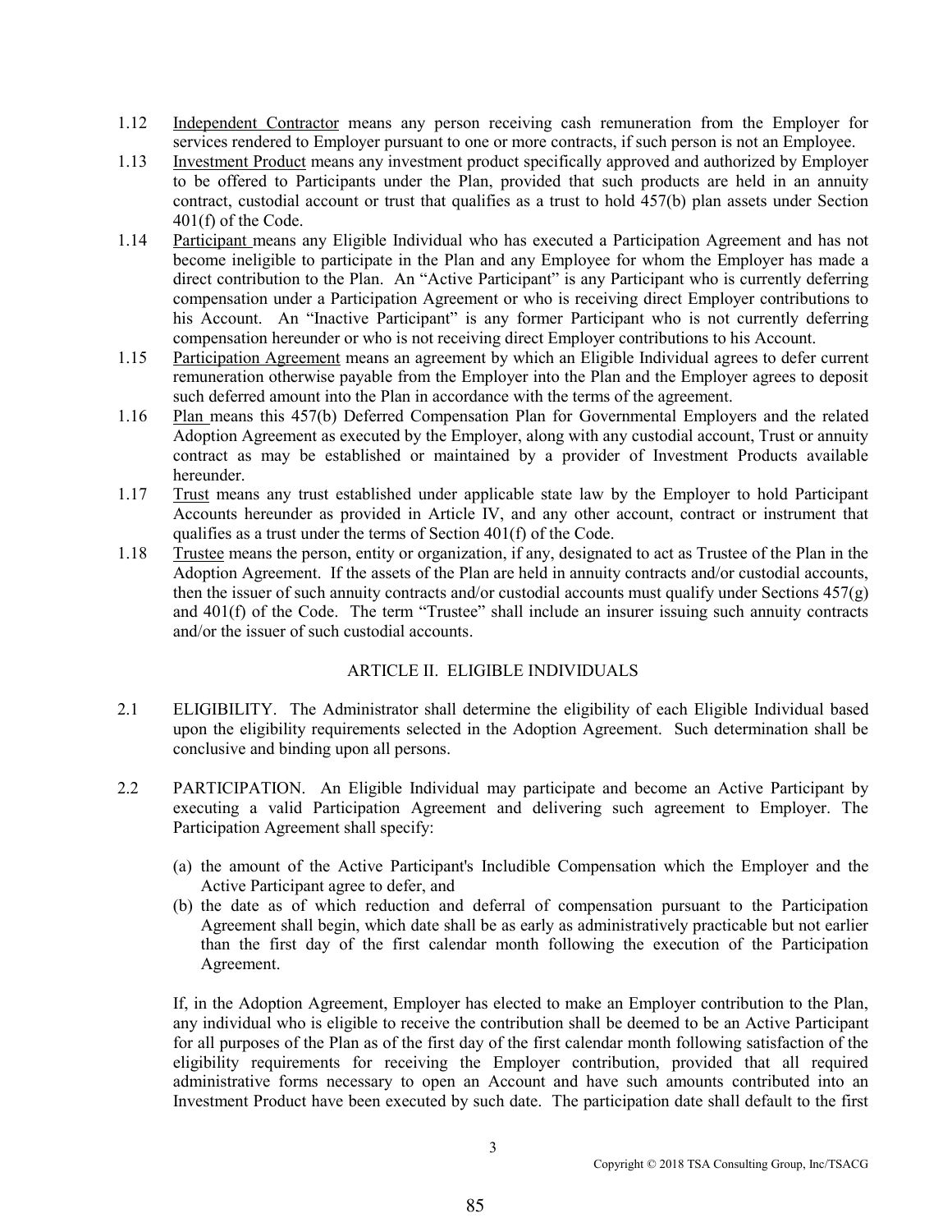1.12 Independent Contractor means any person receiving cash remuneration from the Employer for services rendered to Employer pursuant to one or more contracts, if such person is not an Employee.

1.13 Investment Product means any investment product specifically approved and authorized by Employer to be offered to Participants under the Plan, provided that such products are held in an annuity contract, custodial account or trust that qualifies as a trust to hold 457(b) plan assets under Section 401(f) of the Code.

1.14 Participant means any Eligible Individual who has executed a Participation Agreement and has not become ineligible to participate in the Plan and any Employee for whom the Employer has made a direct contribution to the Plan. An "Active Participant" is any Participant who is currently deferring compensation under a Participation Agreement or who is receiving direct Employer contributions to his Account. An "Inactive Participant" is any former Participant who is not currently deferring compensation hereunder or who is not receiving direct Employer contributions to his Account.

1.15 Participation Agreement means an agreement by which an Eligible Individual agrees to defer current remuneration otherwise payable from the Employer into the Plan and the Employer agrees to deposit such deferred amount into the Plan in accordance with the terms of the agreement.

1.16 Plan means this 457(b) Deferred Compensation Plan for Governmental Employers and the related Adoption Agreement as executed by the Employer, along with any custodial account, Trust or annuity contract as may be established or maintained by a provider of Investment Products available hereunder.

1.17 Trust means any trust established under applicable state law by the Employer to hold Participant Accounts hereunder as provided in Article IV, and any other account, contract or instrument that qualifies as a trust under the terms of Section 401(f) of the Code.

1.18 Trustee means the person, entity or organization, if any, designated to act as Trustee of the Plan in the Adoption Agreement. If the assets of the Plan are held in annuity contracts and/or custodial accounts, then the issuer of such annuity contracts and/or custodial accounts must qualify under Sections 457(g) and 401(f) of the Code. The term "Trustee" shall include an insurer issuing such annuity contracts and/or the issuer of such custodial accounts.

## ARTICLE II. ELIGIBLE INDIVIDUALS

2.1 ELIGIBILITY. The Administrator shall determine the eligibility of each Eligible Individual based upon the eligibility requirements selected in the Adoption Agreement. Such determination shall be conclusive and binding upon all persons.

2.2 PARTICIPATION. An Eligible Individual may participate and become an Active Participant by executing a valid Participation Agreement and delivering such agreement to Employer. The Participation Agreement shall specify:

(a) the amount of the Active Participant's Includible Compensation which the Employer and the Active Participant agree to defer, and

(b) the date as of which reduction and deferral of compensation pursuant to the Participation Agreement shall begin, which date shall be as early as administratively practicable but not earlier than the first day of the first calendar month following the execution of the Participation Agreement.

If, in the Adoption Agreement, Employer has elected to make an Employer contribution to the Plan, any individual who is eligible to receive the contribution shall be deemed to be an Active Participant for all purposes of the Plan as of the first day of the first calendar month following satisfaction of the eligibility requirements for receiving the Employer contribution, provided that all required administrative forms necessary to open an Account and have such amounts contributed into an Investment Product have been executed by such date. The participation date shall default to the first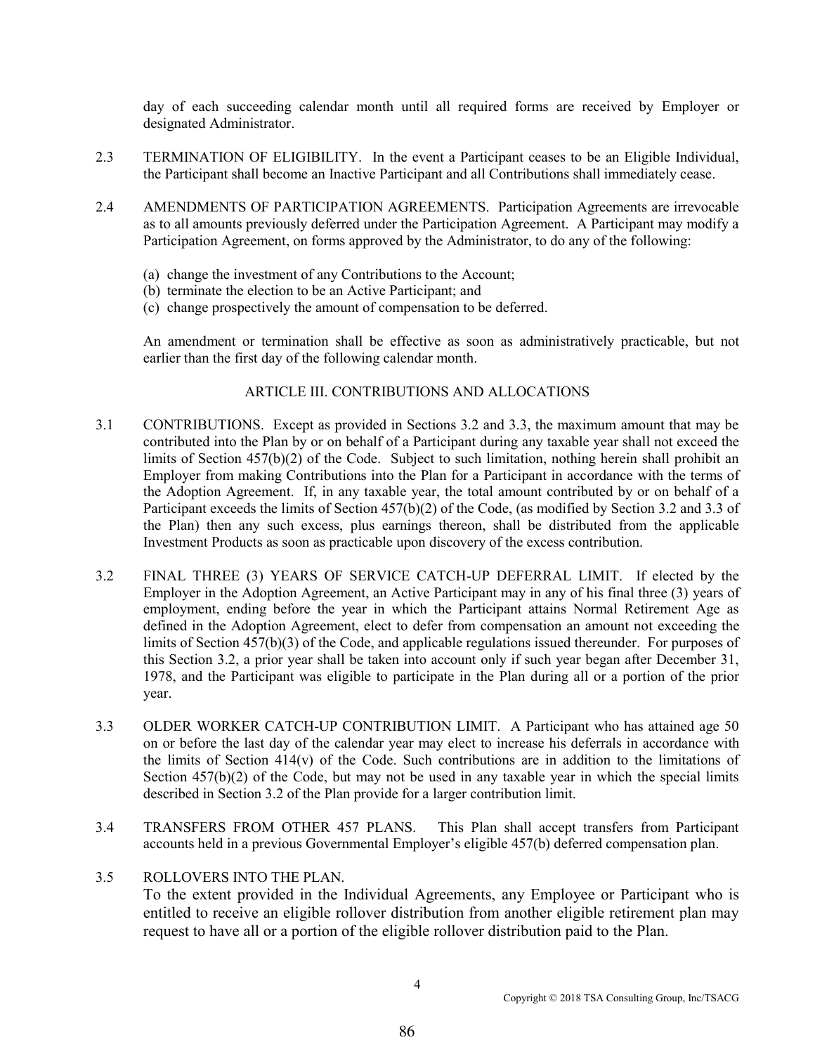day of each succeeding calendar month until all required forms are received by Employer or designated Administrator.

2.3 TERMINATION OF ELIGIBILITY. In the event a Participant ceases to be an Eligible Individual, the Participant shall become an Inactive Participant and all Contributions shall immediately cease.

2.4 AMENDMENTS OF PARTICIPATION AGREEMENTS. Participation Agreements are irrevocable as to all amounts previously deferred under the Participation Agreement. A Participant may modify a Participation Agreement, on forms approved by the Administrator, to do any of the following:

(a) change the investment of any Contributions to the Account;
(b) terminate the election to be an Active Participant; and
(c) change prospectively the amount of compensation to be deferred.

An amendment or termination shall be effective as soon as administratively practicable, but not earlier than the first day of the following calendar month.

## ARTICLE III. CONTRIBUTIONS AND ALLOCATIONS

3.1 CONTRIBUTIONS. Except as provided in Sections 3.2 and 3.3, the maximum amount that may be contributed into the Plan by or on behalf of a Participant during any taxable year shall not exceed the limits of Section 457(b)(2) of the Code. Subject to such limitation, nothing herein shall prohibit an Employer from making Contributions into the Plan for a Participant in accordance with the terms of the Adoption Agreement. If, in any taxable year, the total amount contributed by or on behalf of a Participant exceeds the limits of Section 457(b)(2) of the Code, (as modified by Section 3.2 and 3.3 of the Plan) then any such excess, plus earnings thereon, shall be distributed from the applicable Investment Products as soon as practicable upon discovery of the excess contribution.

3.2 FINAL THREE (3) YEARS OF SERVICE CATCH-UP DEFERRAL LIMIT. If elected by the Employer in the Adoption Agreement, an Active Participant may in any of his final three (3) years of employment, ending before the year in which the Participant attains Normal Retirement Age as defined in the Adoption Agreement, elect to defer from compensation an amount not exceeding the limits of Section 457(b)(3) of the Code, and applicable regulations issued thereunder. For purposes of this Section 3.2, a prior year shall be taken into account only if such year began after December 31, 1978, and the Participant was eligible to participate in the Plan during all or a portion of the prior year.

3.3 OLDER WORKER CATCH-UP CONTRIBUTION LIMIT. A Participant who has attained age 50 on or before the last day of the calendar year may elect to increase his deferrals in accordance with the limits of Section 414(v) of the Code. Such contributions are in addition to the limitations of Section 457(b)(2) of the Code, but may not be used in any taxable year in which the special limits described in Section 3.2 of the Plan provide for a larger contribution limit.

3.4 TRANSFERS FROM OTHER 457 PLANS. This Plan shall accept transfers from Participant accounts held in a previous Governmental Employer's eligible 457(b) deferred compensation plan.

3.5 ROLLOVERS INTO THE PLAN.
To the extent provided in the Individual Agreements, any Employee or Participant who is entitled to receive an eligible rollover distribution from another eligible retirement plan may request to have all or a portion of the eligible rollover distribution paid to the Plan.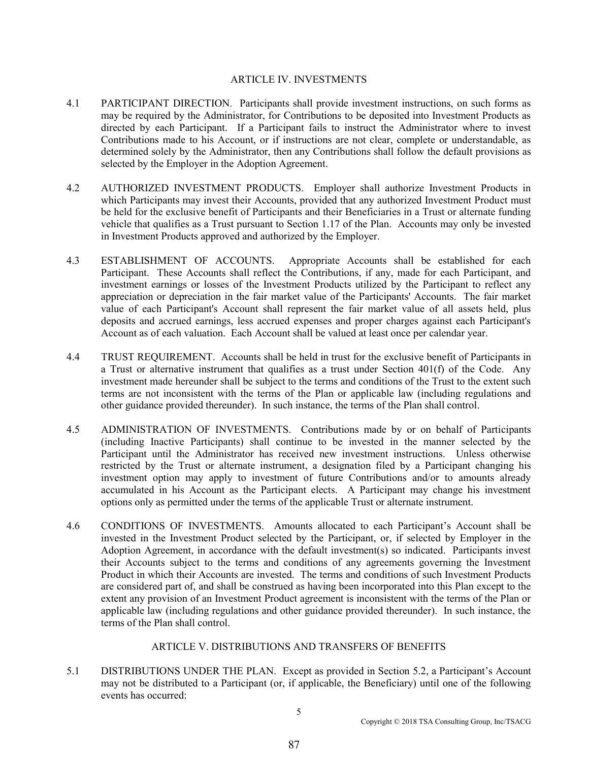## ARTICLE IV. INVESTMENTS

4.1 PARTICIPANT DIRECTION. Participants shall provide investment instructions, on such forms as may be required by the Administrator, for Contributions to be deposited into Investment Products as directed by each Participant. If a Participant fails to instruct the Administrator where to invest Contributions made to his Account, or if instructions are not clear, complete or understandable, as determined solely by the Administrator, then any Contributions shall follow the default provisions as selected by the Employer in the Adoption Agreement.

4.2 AUTHORIZED INVESTMENT PRODUCTS. Employer shall authorize Investment Products in which Participants may invest their Accounts, provided that any authorized Investment Product must be held for the exclusive benefit of Participants and their Beneficiaries in a Trust or alternate funding vehicle that qualifies as a Trust pursuant to Section 1.17 of the Plan. Accounts may only be invested in Investment Products approved and authorized by the Employer.

4.3 ESTABLISHMENT OF ACCOUNTS. Appropriate Accounts shall be established for each Participant. These Accounts shall reflect the Contributions, if any, made for each Participant, and investment earnings or losses of the Investment Products utilized by the Participant to reflect any appreciation or depreciation in the fair market value of the Participants' Accounts. The fair market value of each Participant's Account shall represent the fair market value of all assets held, plus deposits and accrued earnings, less accrued expenses and proper charges against each Participant's Account as of each valuation. Each Account shall be valued at least once per calendar year.

4.4 TRUST REQUIREMENT. Accounts shall be held in trust for the exclusive benefit of Participants in a Trust or alternative instrument that qualifies as a trust under Section 401(f) of the Code. Any investment made hereunder shall be subject to the terms and conditions of the Trust to the extent such terms are not inconsistent with the terms of the Plan or applicable law (including regulations and other guidance provided thereunder). In such instance, the terms of the Plan shall control.

4.5 ADMINISTRATION OF INVESTMENTS. Contributions made by or on behalf of Participants (including Inactive Participants) shall continue to be invested in the manner selected by the Participant until the Administrator has received new investment instructions. Unless otherwise restricted by the Trust or alternate instrument, a designation filed by a Participant changing his investment option may apply to investment of future Contributions and/or to amounts already accumulated in his Account as the Participant elects. A Participant may change his investment options only as permitted under the terms of the applicable Trust or alternate instrument.

4.6 CONDITIONS OF INVESTMENTS. Amounts allocated to each Participant's Account shall be invested in the Investment Product selected by the Participant, or, if selected by Employer in the Adoption Agreement, in accordance with the default investment(s) so indicated. Participants invest their Accounts subject to the terms and conditions of any agreements governing the Investment Product in which their Accounts are invested. The terms and conditions of such Investment Products are considered part of, and shall be construed as having been incorporated into this Plan except to the extent any provision of an Investment Product agreement is inconsistent with the terms of the Plan or applicable law (including regulations and other guidance provided thereunder). In such instance, the terms of the Plan shall control.

## ARTICLE V. DISTRIBUTIONS AND TRANSFERS OF BENEFITS

5.1 DISTRIBUTIONS UNDER THE PLAN. Except as provided in Section 5.2, a Participant's Account may not be distributed to a Participant (or, if applicable, the Beneficiary) until one of the following events has occurred: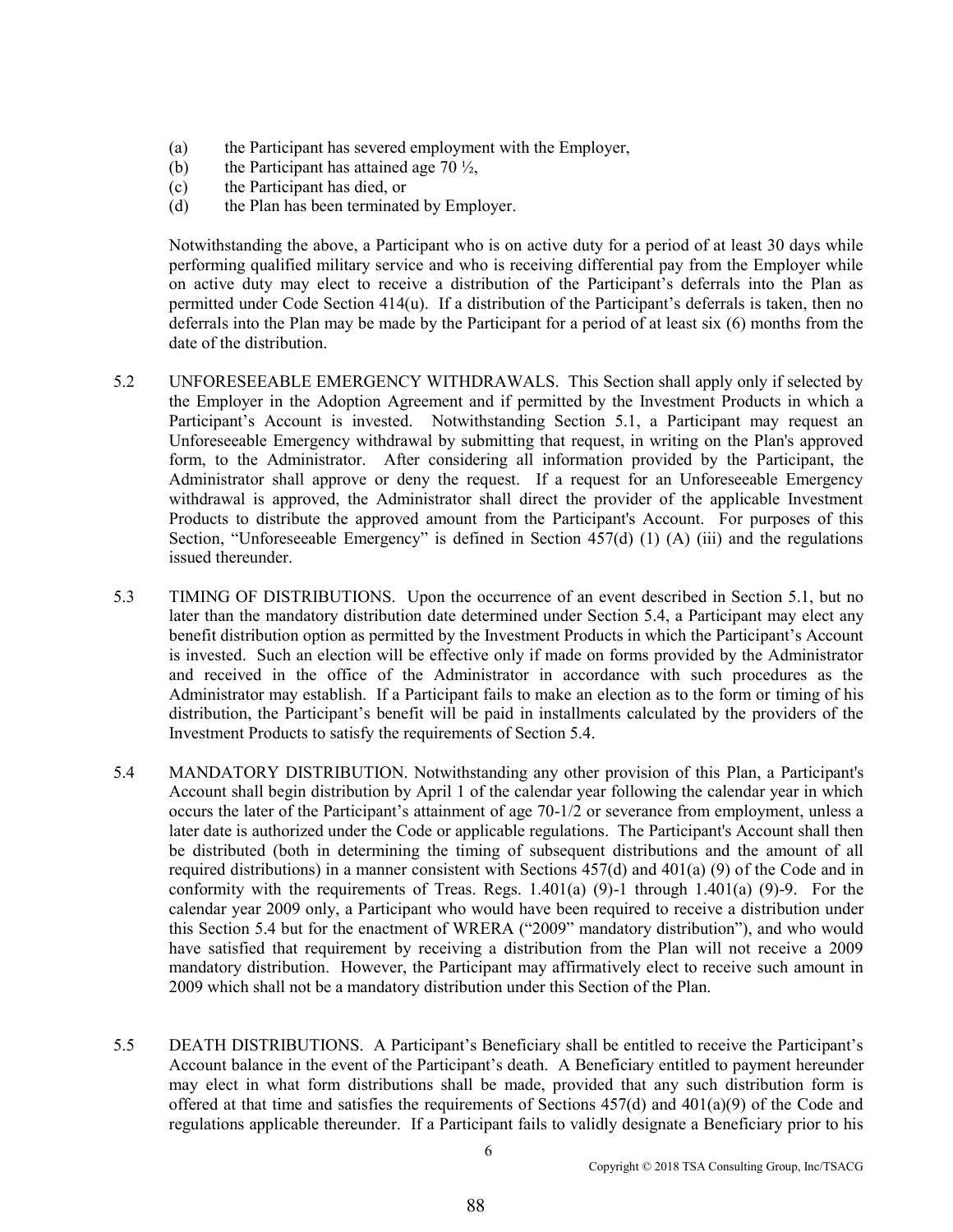(a) the Participant has severed employment with the Employer,
(b) the Participant has attained age 70 ½,
(c) the Participant has died, or
(d) the Plan has been terminated by Employer.

Notwithstanding the above, a Participant who is on active duty for a period of at least 30 days while performing qualified military service and who is receiving differential pay from the Employer while on active duty may elect to receive a distribution of the Participant's deferrals into the Plan as permitted under Code Section 414(u). If a distribution of the Participant's deferrals is taken, then no deferrals into the Plan may be made by the Participant for a period of at least six (6) months from the date of the distribution.

5.2 UNFORESEEABLE EMERGENCY WITHDRAWALS. This Section shall apply only if selected by the Employer in the Adoption Agreement and if permitted by the Investment Products in which a Participant's Account is invested. Notwithstanding Section 5.1, a Participant may request an Unforeseeable Emergency withdrawal by submitting that request, in writing on the Plan's approved form, to the Administrator. After considering all information provided by the Participant, the Administrator shall approve or deny the request. If a request for an Unforeseeable Emergency withdrawal is approved, the Administrator shall direct the provider of the applicable Investment Products to distribute the approved amount from the Participant's Account. For purposes of this Section, "Unforeseeable Emergency" is defined in Section 457(d) (1) (A) (iii) and the regulations issued thereunder.

5.3 TIMING OF DISTRIBUTIONS. Upon the occurrence of an event described in Section 5.1, but no later than the mandatory distribution date determined under Section 5.4, a Participant may elect any benefit distribution option as permitted by the Investment Products in which the Participant's Account is invested. Such an election will be effective only if made on forms provided by the Administrator and received in the office of the Administrator in accordance with such procedures as the Administrator may establish. If a Participant fails to make an election as to the form or timing of his distribution, the Participant's benefit will be paid in installments calculated by the providers of the Investment Products to satisfy the requirements of Section 5.4.

5.4 MANDATORY DISTRIBUTION. Notwithstanding any other provision of this Plan, a Participant's Account shall begin distribution by April 1 of the calendar year following the calendar year in which occurs the later of the Participant's attainment of age 70-1/2 or severance from employment, unless a later date is authorized under the Code or applicable regulations. The Participant's Account shall then be distributed (both in determining the timing of subsequent distributions and the amount of all required distributions) in a manner consistent with Sections 457(d) and 401(a) (9) of the Code and in conformity with the requirements of Treas. Regs. 1.401(a) (9)-1 through 1.401(a) (9)-9. For the calendar year 2009 only, a Participant who would have been required to receive a distribution under this Section 5.4 but for the enactment of WRERA ("2009" mandatory distribution"), and who would have satisfied that requirement by receiving a distribution from the Plan will not receive a 2009 mandatory distribution. However, the Participant may affirmatively elect to receive such amount in 2009 which shall not be a mandatory distribution under this Section of the Plan.

5.5 DEATH DISTRIBUTIONS. A Participant's Beneficiary shall be entitled to receive the Participant's Account balance in the event of the Participant's death. A Beneficiary entitled to payment hereunder may elect in what form distributions shall be made, provided that any such distribution form is offered at that time and satisfies the requirements of Sections 457(d) and 401(a)(9) of the Code and regulations applicable thereunder. If a Participant fails to validly designate a Beneficiary prior to his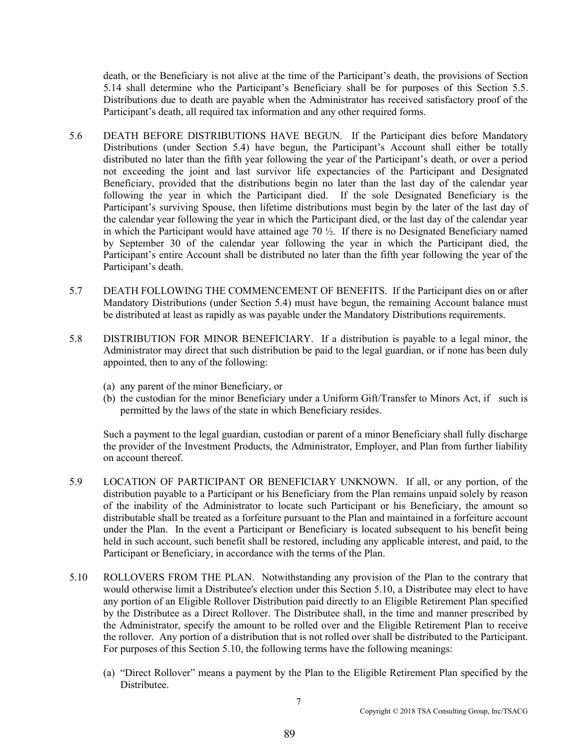death, or the Beneficiary is not alive at the time of the Participant's death, the provisions of Section 5.14 shall determine who the Participant's Beneficiary shall be for purposes of this Section 5.5. Distributions due to death are payable when the Administrator has received satisfactory proof of the Participant's death, all required tax information and any other required forms.

5.6 DEATH BEFORE DISTRIBUTIONS HAVE BEGUN. If the Participant dies before Mandatory Distributions (under Section 5.4) have begun, the Participant's Account shall either be totally distributed no later than the fifth year following the year of the Participant's death, or over a period not exceeding the joint and last survivor life expectancies of the Participant and Designated Beneficiary, provided that the distributions begin no later than the last day of the calendar year following the year in which the Participant died. If the sole Designated Beneficiary is the Participant's surviving Spouse, then lifetime distributions must begin by the later of the last day of the calendar year following the year in which the Participant died, or the last day of the calendar year in which the Participant would have attained age 70 ½. If there is no Designated Beneficiary named by September 30 of the calendar year following the year in which the Participant died, the Participant's entire Account shall be distributed no later than the fifth year following the year of the Participant's death.

5.7 DEATH FOLLOWING THE COMMENCEMENT OF BENEFITS. If the Participant dies on or after Mandatory Distributions (under Section 5.4) must have begun, the remaining Account balance must be distributed at least as rapidly as was payable under the Mandatory Distributions requirements.

5.8 DISTRIBUTION FOR MINOR BENEFICIARY. If a distribution is payable to a legal minor, the Administrator may direct that such distribution be paid to the legal guardian, or if none has been duly appointed, then to any of the following:

(a) any parent of the minor Beneficiary, or
(b) the custodian for the minor Beneficiary under a Uniform Gift/Transfer to Minors Act, if such is permitted by the laws of the state in which Beneficiary resides.

Such a payment to the legal guardian, custodian or parent of a minor Beneficiary shall fully discharge the provider of the Investment Products, the Administrator, Employer, and Plan from further liability on account thereof.

5.9 LOCATION OF PARTICIPANT OR BENEFICIARY UNKNOWN. If all, or any portion, of the distribution payable to a Participant or his Beneficiary from the Plan remains unpaid solely by reason of the inability of the Administrator to locate such Participant or his Beneficiary, the amount so distributable shall be treated as a forfeiture pursuant to the Plan and maintained in a forfeiture account under the Plan. In the event a Participant or Beneficiary is located subsequent to his benefit being held in such account, such benefit shall be restored, including any applicable interest, and paid, to the Participant or Beneficiary, in accordance with the terms of the Plan.

5.10 ROLLOVERS FROM THE PLAN. Notwithstanding any provision of the Plan to the contrary that would otherwise limit a Distributee's election under this Section 5.10, a Distributee may elect to have any portion of an Eligible Rollover Distribution paid directly to an Eligible Retirement Plan specified by the Distributee as a Direct Rollover. The Distributee shall, in the time and manner prescribed by the Administrator, specify the amount to be rolled over and the Eligible Retirement Plan to receive the rollover. Any portion of a distribution that is not rolled over shall be distributed to the Participant. For purposes of this Section 5.10, the following terms have the following meanings:

(a) "Direct Rollover" means a payment by the Plan to the Eligible Retirement Plan specified by the Distributee.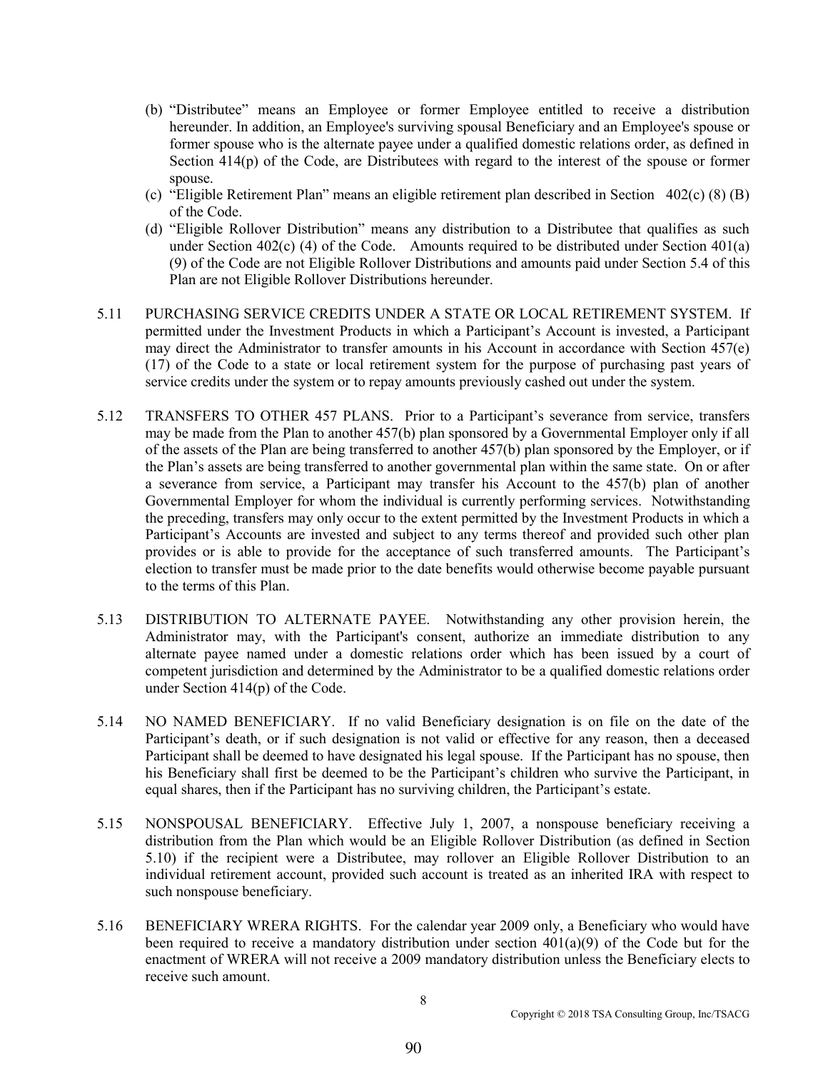(b) "Distributee" means an Employee or former Employee entitled to receive a distribution hereunder. In addition, an Employee's surviving spousal Beneficiary and an Employee's spouse or former spouse who is the alternate payee under a qualified domestic relations order, as defined in Section 414(p) of the Code, are Distributees with regard to the interest of the spouse or former spouse.

(c) "Eligible Retirement Plan" means an eligible retirement plan described in Section 402(c) (8) (B) of the Code.

(d) "Eligible Rollover Distribution" means any distribution to a Distributee that qualifies as such under Section 402(c) (4) of the Code. Amounts required to be distributed under Section 401(a) (9) of the Code are not Eligible Rollover Distributions and amounts paid under Section 5.4 of this Plan are not Eligible Rollover Distributions hereunder.

5.11 PURCHASING SERVICE CREDITS UNDER A STATE OR LOCAL RETIREMENT SYSTEM. If permitted under the Investment Products in which a Participant's Account is invested, a Participant may direct the Administrator to transfer amounts in his Account in accordance with Section 457(e) (17) of the Code to a state or local retirement system for the purpose of purchasing past years of service credits under the system or to repay amounts previously cashed out under the system.

5.12 TRANSFERS TO OTHER 457 PLANS. Prior to a Participant's severance from service, transfers may be made from the Plan to another 457(b) plan sponsored by a Governmental Employer only if all of the assets of the Plan are being transferred to another 457(b) plan sponsored by the Employer, or if the Plan's assets are being transferred to another governmental plan within the same state. On or after a severance from service, a Participant may transfer his Account to the 457(b) plan of another Governmental Employer for whom the individual is currently performing services. Notwithstanding the preceding, transfers may only occur to the extent permitted by the Investment Products in which a Participant's Accounts are invested and subject to any terms thereof and provided such other plan provides or is able to provide for the acceptance of such transferred amounts. The Participant's election to transfer must be made prior to the date benefits would otherwise become payable pursuant to the terms of this Plan.

5.13 DISTRIBUTION TO ALTERNATE PAYEE. Notwithstanding any other provision herein, the Administrator may, with the Participant's consent, authorize an immediate distribution to any alternate payee named under a domestic relations order which has been issued by a court of competent jurisdiction and determined by the Administrator to be a qualified domestic relations order under Section 414(p) of the Code.

5.14 NO NAMED BENEFICIARY. If no valid Beneficiary designation is on file on the date of the Participant's death, or if such designation is not valid or effective for any reason, then a deceased Participant shall be deemed to have designated his legal spouse. If the Participant has no spouse, then his Beneficiary shall first be deemed to be the Participant's children who survive the Participant, in equal shares, then if the Participant has no surviving children, the Participant's estate.

5.15 NONSPOUSAL BENEFICIARY. Effective July 1, 2007, a nonspouse beneficiary receiving a distribution from the Plan which would be an Eligible Rollover Distribution (as defined in Section 5.10) if the recipient were a Distributee, may rollover an Eligible Rollover Distribution to an individual retirement account, provided such account is treated as an inherited IRA with respect to such nonspouse beneficiary.

5.16 BENEFICIARY WRERA RIGHTS. For the calendar year 2009 only, a Beneficiary who would have been required to receive a mandatory distribution under section 401(a)(9) of the Code but for the enactment of WRERA will not receive a 2009 mandatory distribution unless the Beneficiary elects to receive such amount.

Copyright © 2018 TSA Consulting Group, Inc/TSACG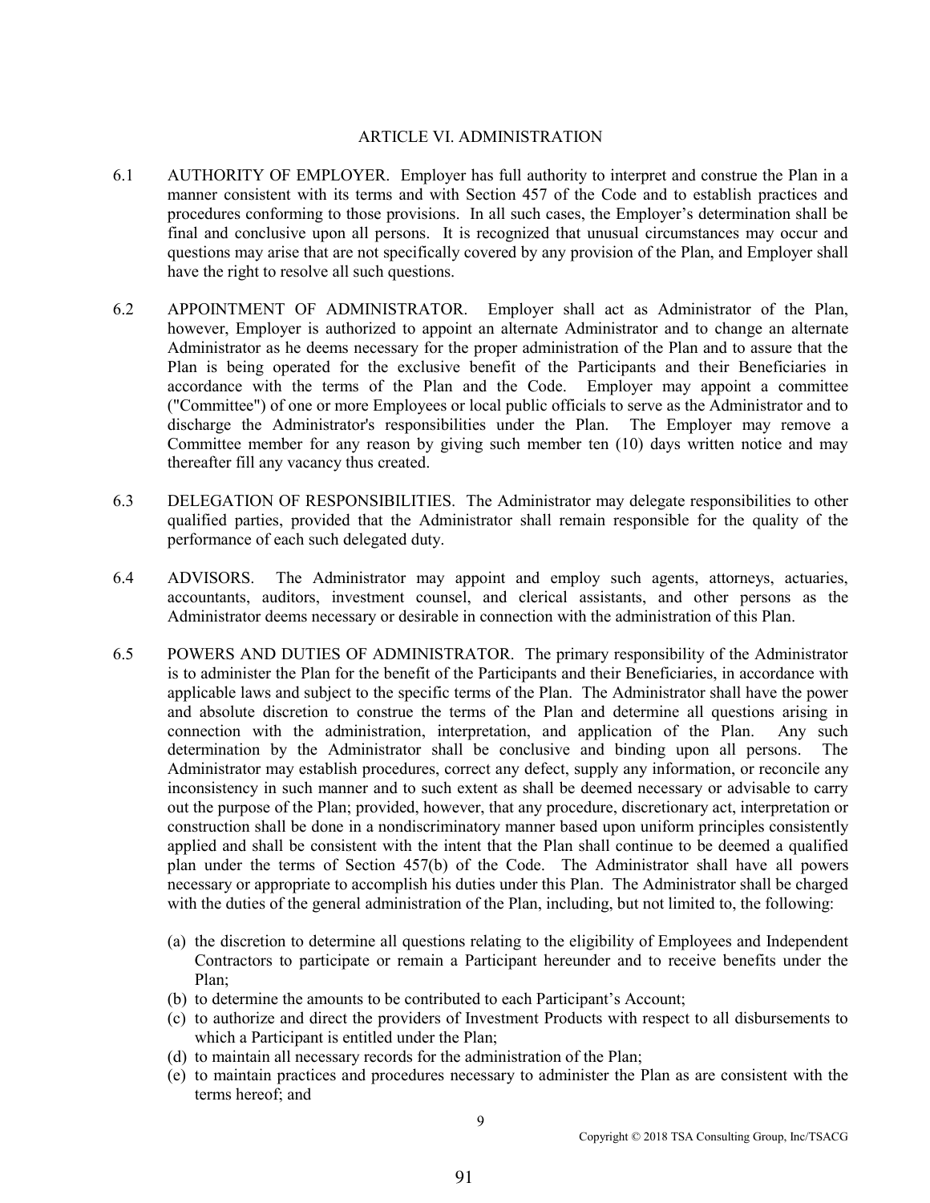## ARTICLE VI. ADMINISTRATION

6.1 AUTHORITY OF EMPLOYER. Employer has full authority to interpret and construe the Plan in a manner consistent with its terms and with Section 457 of the Code and to establish practices and procedures conforming to those provisions. In all such cases, the Employer's determination shall be final and conclusive upon all persons. It is recognized that unusual circumstances may occur and questions may arise that are not specifically covered by any provision of the Plan, and Employer shall have the right to resolve all such questions.

6.2 APPOINTMENT OF ADMINISTRATOR. Employer shall act as Administrator of the Plan, however, Employer is authorized to appoint an alternate Administrator and to change an alternate Administrator as he deems necessary for the proper administration of the Plan and to assure that the Plan is being operated for the exclusive benefit of the Participants and their Beneficiaries in accordance with the terms of the Plan and the Code. Employer may appoint a committee ("Committee") of one or more Employees or local public officials to serve as the Administrator and to discharge the Administrator's responsibilities under the Plan. The Employer may remove a Committee member for any reason by giving such member ten (10) days written notice and may thereafter fill any vacancy thus created.

6.3 DELEGATION OF RESPONSIBILITIES. The Administrator may delegate responsibilities to other qualified parties, provided that the Administrator shall remain responsible for the quality of the performance of each such delegated duty.

6.4 ADVISORS. The Administrator may appoint and employ such agents, attorneys, actuaries, accountants, auditors, investment counsel, and clerical assistants, and other persons as the Administrator deems necessary or desirable in connection with the administration of this Plan.

6.5 POWERS AND DUTIES OF ADMINISTRATOR. The primary responsibility of the Administrator is to administer the Plan for the benefit of the Participants and their Beneficiaries, in accordance with applicable laws and subject to the specific terms of the Plan. The Administrator shall have the power and absolute discretion to construe the terms of the Plan and determine all questions arising in connection with the administration, interpretation, and application of the Plan. Any such determination by the Administrator shall be conclusive and binding upon all persons. The Administrator may establish procedures, correct any defect, supply any information, or reconcile any inconsistency in such manner and to such extent as shall be deemed necessary or advisable to carry out the purpose of the Plan; provided, however, that any procedure, discretionary act, interpretation or construction shall be done in a nondiscriminatory manner based upon uniform principles consistently applied and shall be consistent with the intent that the Plan shall continue to be deemed a qualified plan under the terms of Section 457(b) of the Code. The Administrator shall have all powers necessary or appropriate to accomplish his duties under this Plan. The Administrator shall be charged with the duties of the general administration of the Plan, including, but not limited to, the following:

(a) the discretion to determine all questions relating to the eligibility of Employees and Independent Contractors to participate or remain a Participant hereunder and to receive benefits under the Plan;

(b) to determine the amounts to be contributed to each Participant's Account;

(c) to authorize and direct the providers of Investment Products with respect to all disbursements to which a Participant is entitled under the Plan;

(d) to maintain all necessary records for the administration of the Plan;

(e) to maintain practices and procedures necessary to administer the Plan as are consistent with the terms hereof; and

Copyright © 2018 TSA Consulting Group, Inc/TSACG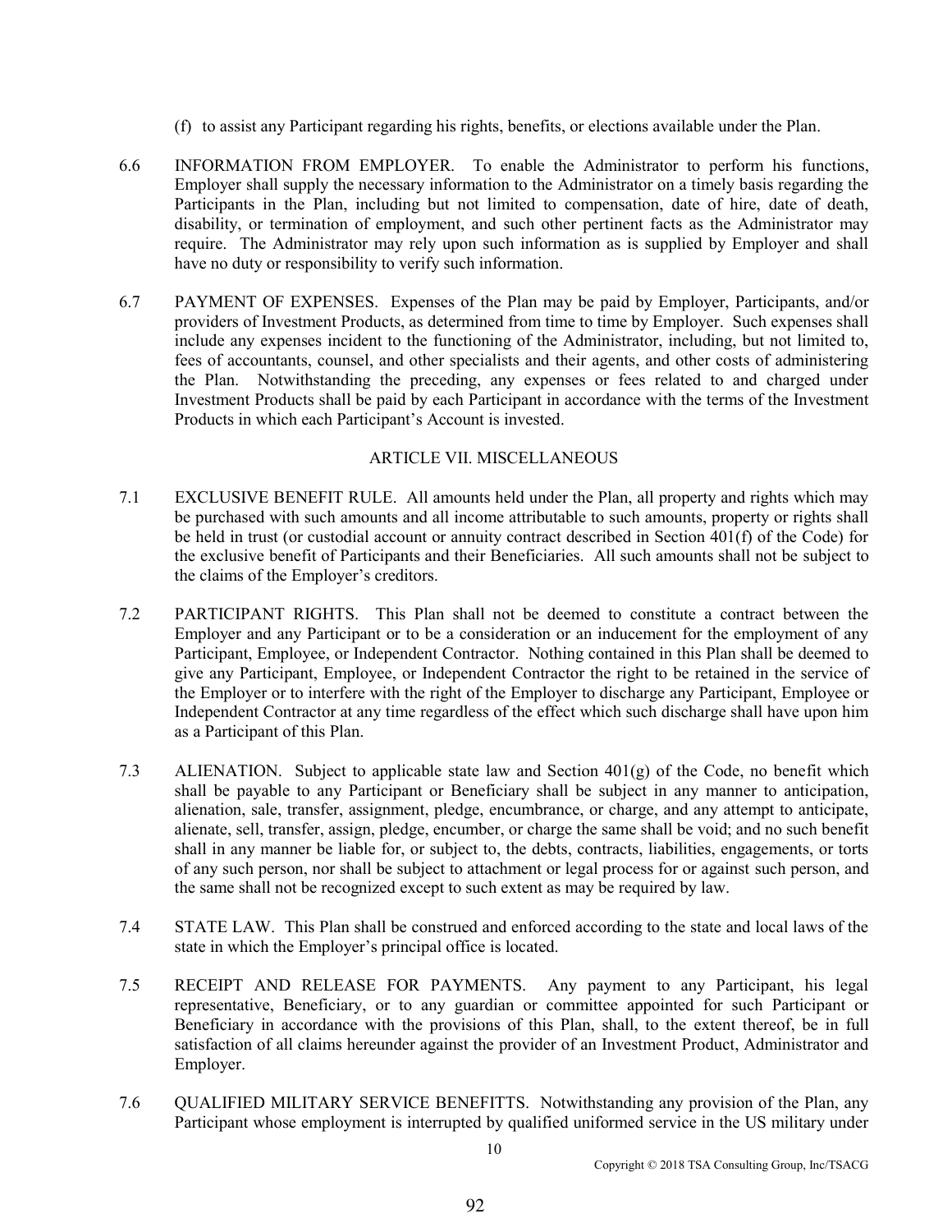(f) to assist any Participant regarding his rights, benefits, or elections available under the Plan.

6.6 INFORMATION FROM EMPLOYER. To enable the Administrator to perform his functions, Employer shall supply the necessary information to the Administrator on a timely basis regarding the Participants in the Plan, including but not limited to compensation, date of hire, date of death, disability, or termination of employment, and such other pertinent facts as the Administrator may require. The Administrator may rely upon such information as is supplied by Employer and shall have no duty or responsibility to verify such information.

6.7 PAYMENT OF EXPENSES. Expenses of the Plan may be paid by Employer, Participants, and/or providers of Investment Products, as determined from time to time by Employer. Such expenses shall include any expenses incident to the functioning of the Administrator, including, but not limited to, fees of accountants, counsel, and other specialists and their agents, and other costs of administering the Plan. Notwithstanding the preceding, any expenses or fees related to and charged under Investment Products shall be paid by each Participant in accordance with the terms of the Investment Products in which each Participant's Account is invested.

## ARTICLE VII. MISCELLANEOUS

7.1 EXCLUSIVE BENEFIT RULE. All amounts held under the Plan, all property and rights which may be purchased with such amounts and all income attributable to such amounts, property or rights shall be held in trust (or custodial account or annuity contract described in Section 401(f) of the Code) for the exclusive benefit of Participants and their Beneficiaries. All such amounts shall not be subject to the claims of the Employer's creditors.

7.2 PARTICIPANT RIGHTS. This Plan shall not be deemed to constitute a contract between the Employer and any Participant or to be a consideration or an inducement for the employment of any Participant, Employee, or Independent Contractor. Nothing contained in this Plan shall be deemed to give any Participant, Employee, or Independent Contractor the right to be retained in the service of the Employer or to interfere with the right of the Employer to discharge any Participant, Employee or Independent Contractor at any time regardless of the effect which such discharge shall have upon him as a Participant of this Plan.

7.3 ALIENATION. Subject to applicable state law and Section 401(g) of the Code, no benefit which shall be payable to any Participant or Beneficiary shall be subject in any manner to anticipation, alienation, sale, transfer, assignment, pledge, encumbrance, or charge, and any attempt to anticipate, alienate, sell, transfer, assign, pledge, encumber, or charge the same shall be void; and no such benefit shall in any manner be liable for, or subject to, the debts, contracts, liabilities, engagements, or torts of any such person, nor shall be subject to attachment or legal process for or against such person, and the same shall not be recognized except to such extent as may be required by law.

7.4 STATE LAW. This Plan shall be construed and enforced according to the state and local laws of the state in which the Employer's principal office is located.

7.5 RECEIPT AND RELEASE FOR PAYMENTS. Any payment to any Participant, his legal representative, Beneficiary, or to any guardian or committee appointed for such Participant or Beneficiary in accordance with the provisions of this Plan, shall, to the extent thereof, be in full satisfaction of all claims hereunder against the provider of an Investment Product, Administrator and Employer.

7.6 QUALIFIED MILITARY SERVICE BENEFITTS. Notwithstanding any provision of the Plan, any Participant whose employment is interrupted by qualified uniformed service in the US military under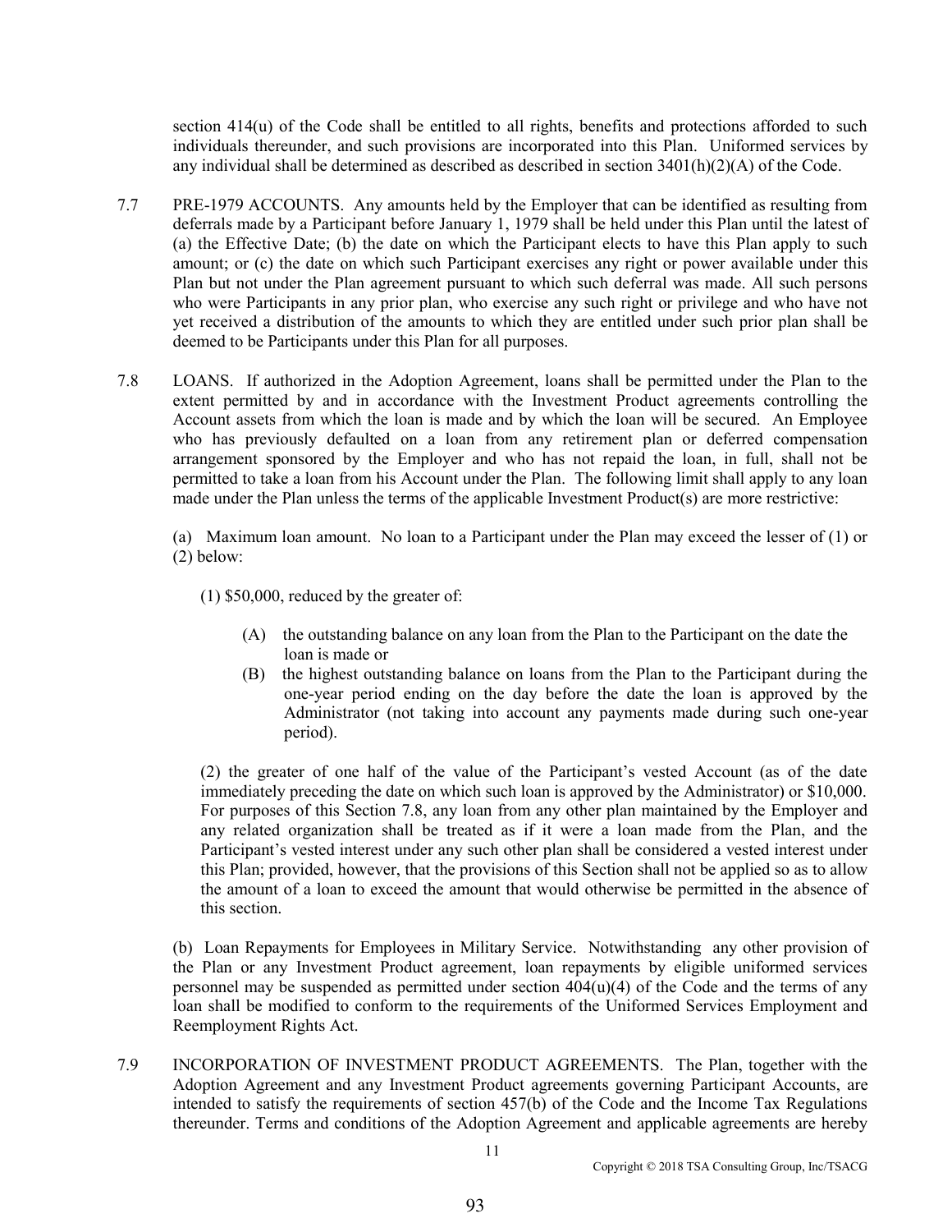section 414(u) of the Code shall be entitled to all rights, benefits and protections afforded to such individuals thereunder, and such provisions are incorporated into this Plan. Uniformed services by any individual shall be determined as described as described in section 3401(h)(2)(A) of the Code.

7.7 PRE-1979 ACCOUNTS. Any amounts held by the Employer that can be identified as resulting from deferrals made by a Participant before January 1, 1979 shall be held under this Plan until the latest of (a) the Effective Date; (b) the date on which the Participant elects to have this Plan apply to such amount; or (c) the date on which such Participant exercises any right or power available under this Plan but not under the Plan agreement pursuant to which such deferral was made. All such persons who were Participants in any prior plan, who exercise any such right or privilege and who have not yet received a distribution of the amounts to which they are entitled under such prior plan shall be deemed to be Participants under this Plan for all purposes.

7.8 LOANS. If authorized in the Adoption Agreement, loans shall be permitted under the Plan to the extent permitted by and in accordance with the Investment Product agreements controlling the Account assets from which the loan is made and by which the loan will be secured. An Employee who has previously defaulted on a loan from any retirement plan or deferred compensation arrangement sponsored by the Employer and who has not repaid the loan, in full, shall not be permitted to take a loan from his Account under the Plan. The following limit shall apply to any loan made under the Plan unless the terms of the applicable Investment Product(s) are more restrictive:

(a) Maximum loan amount. No loan to a Participant under the Plan may exceed the lesser of (1) or (2) below:

(1) $50,000, reduced by the greater of:

(A) the outstanding balance on any loan from the Plan to the Participant on the date the loan is made or

(B) the highest outstanding balance on loans from the Plan to the Participant during the one-year period ending on the day before the date the loan is approved by the Administrator (not taking into account any payments made during such one-year period).

(2) the greater of one half of the value of the Participant's vested Account (as of the date immediately preceding the date on which such loan is approved by the Administrator) or $10,000. For purposes of this Section 7.8, any loan from any other plan maintained by the Employer and any related organization shall be treated as if it were a loan made from the Plan, and the Participant's vested interest under any such other plan shall be considered a vested interest under this Plan; provided, however, that the provisions of this Section shall not be applied so as to allow the amount of a loan to exceed the amount that would otherwise be permitted in the absence of this section.

(b) Loan Repayments for Employees in Military Service. Notwithstanding any other provision of the Plan or any Investment Product agreement, loan repayments by eligible uniformed services personnel may be suspended as permitted under section 404(u)(4) of the Code and the terms of any loan shall be modified to conform to the requirements of the Uniformed Services Employment and Reemployment Rights Act.

7.9 INCORPORATION OF INVESTMENT PRODUCT AGREEMENTS. The Plan, together with the Adoption Agreement and any Investment Product agreements governing Participant Accounts, are intended to satisfy the requirements of section 457(b) of the Code and the Income Tax Regulations thereunder. Terms and conditions of the Adoption Agreement and applicable agreements are hereby

Copyright © 2018 TSA Consulting Group, Inc/TSACG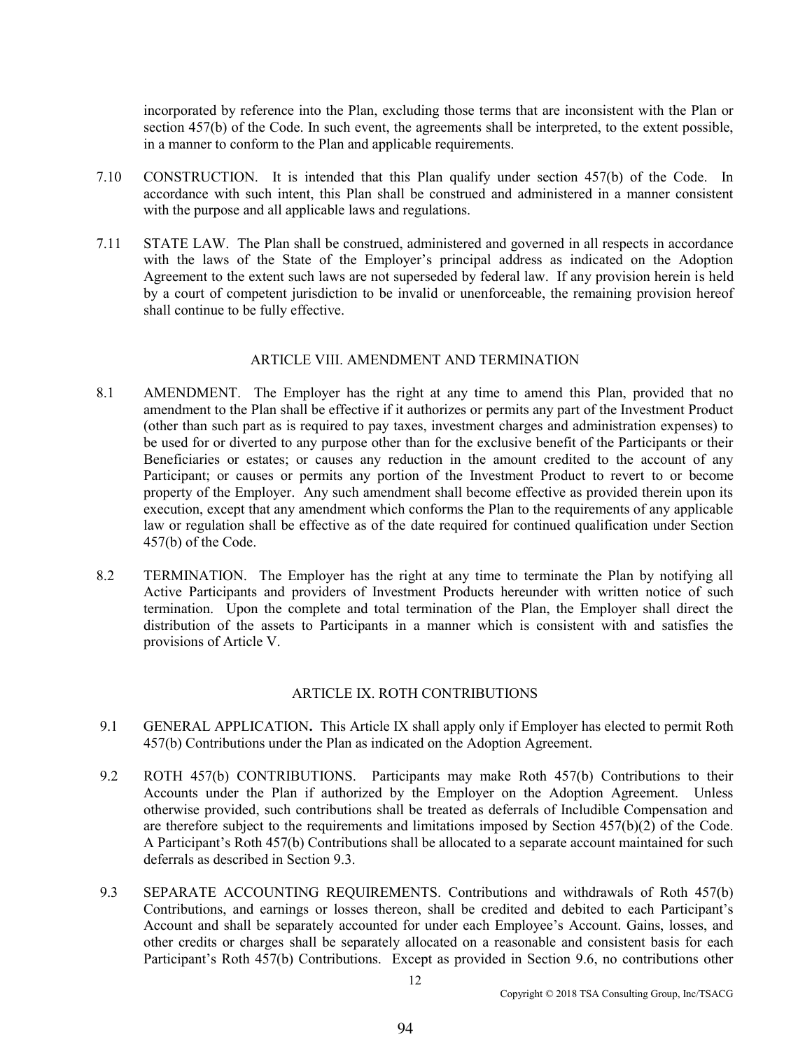incorporated by reference into the Plan, excluding those terms that are inconsistent with the Plan or section 457(b) of the Code. In such event, the agreements shall be interpreted, to the extent possible, in a manner to conform to the Plan and applicable requirements.

7.10 CONSTRUCTION. It is intended that this Plan qualify under section 457(b) of the Code. In accordance with such intent, this Plan shall be construed and administered in a manner consistent with the purpose and all applicable laws and regulations.

7.11 STATE LAW. The Plan shall be construed, administered and governed in all respects in accordance with the laws of the State of the Employer's principal address as indicated on the Adoption Agreement to the extent such laws are not superseded by federal law. If any provision herein is held by a court of competent jurisdiction to be invalid or unenforceable, the remaining provision hereof shall continue to be fully effective.

## ARTICLE VIII. AMENDMENT AND TERMINATION

8.1 AMENDMENT. The Employer has the right at any time to amend this Plan, provided that no amendment to the Plan shall be effective if it authorizes or permits any part of the Investment Product (other than such part as is required to pay taxes, investment charges and administration expenses) to be used for or diverted to any purpose other than for the exclusive benefit of the Participants or their Beneficiaries or estates; or causes any reduction in the amount credited to the account of any Participant; or causes or permits any portion of the Investment Product to revert to or become property of the Employer. Any such amendment shall become effective as provided therein upon its execution, except that any amendment which conforms the Plan to the requirements of any applicable law or regulation shall be effective as of the date required for continued qualification under Section 457(b) of the Code.

8.2 TERMINATION. The Employer has the right at any time to terminate the Plan by notifying all Active Participants and providers of Investment Products hereunder with written notice of such termination. Upon the complete and total termination of the Plan, the Employer shall direct the distribution of the assets to Participants in a manner which is consistent with and satisfies the provisions of Article V.

## ARTICLE IX. ROTH CONTRIBUTIONS

9.1 GENERAL APPLICATION**.** This Article IX shall apply only if Employer has elected to permit Roth 457(b) Contributions under the Plan as indicated on the Adoption Agreement.

9.2 ROTH 457(b) CONTRIBUTIONS. Participants may make Roth 457(b) Contributions to their Accounts under the Plan if authorized by the Employer on the Adoption Agreement. Unless otherwise provided, such contributions shall be treated as deferrals of Includible Compensation and are therefore subject to the requirements and limitations imposed by Section 457(b)(2) of the Code. A Participant's Roth 457(b) Contributions shall be allocated to a separate account maintained for such deferrals as described in Section 9.3.

9.3 SEPARATE ACCOUNTING REQUIREMENTS. Contributions and withdrawals of Roth 457(b) Contributions, and earnings or losses thereon, shall be credited and debited to each Participant's Account and shall be separately accounted for under each Employee's Account. Gains, losses, and other credits or charges shall be separately allocated on a reasonable and consistent basis for each Participant's Roth 457(b) Contributions. Except as provided in Section 9.6, no contributions other

Copyright © 2018 TSA Consulting Group, Inc/TSACG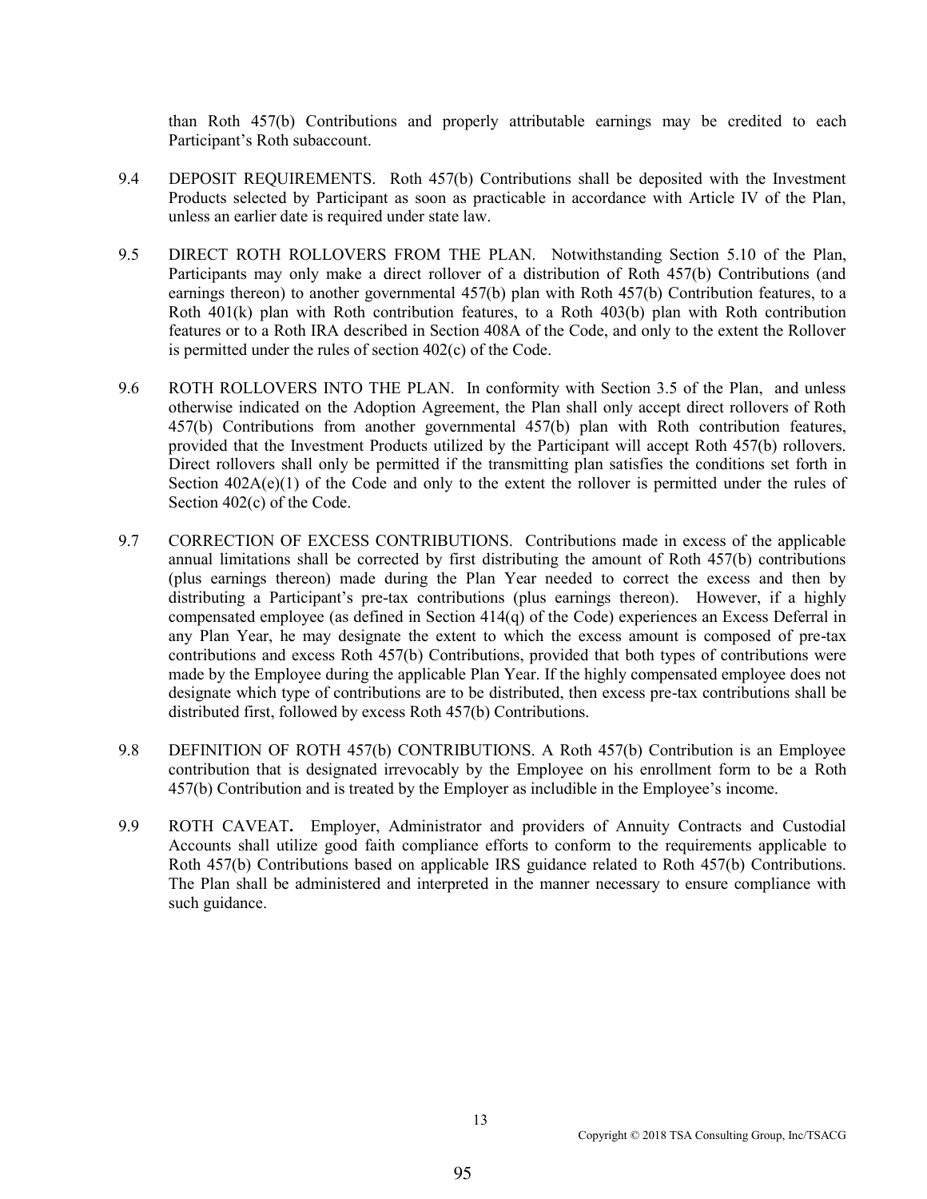than Roth 457(b) Contributions and properly attributable earnings may be credited to each Participant's Roth subaccount.

9.4 DEPOSIT REQUIREMENTS. Roth 457(b) Contributions shall be deposited with the Investment Products selected by Participant as soon as practicable in accordance with Article IV of the Plan, unless an earlier date is required under state law.

9.5 DIRECT ROTH ROLLOVERS FROM THE PLAN. Notwithstanding Section 5.10 of the Plan, Participants may only make a direct rollover of a distribution of Roth 457(b) Contributions (and earnings thereon) to another governmental 457(b) plan with Roth 457(b) Contribution features, to a Roth 401(k) plan with Roth contribution features, to a Roth 403(b) plan with Roth contribution features or to a Roth IRA described in Section 408A of the Code, and only to the extent the Rollover is permitted under the rules of section 402(c) of the Code.

9.6 ROTH ROLLOVERS INTO THE PLAN. In conformity with Section 3.5 of the Plan, and unless otherwise indicated on the Adoption Agreement, the Plan shall only accept direct rollovers of Roth 457(b) Contributions from another governmental 457(b) plan with Roth contribution features, provided that the Investment Products utilized by the Participant will accept Roth 457(b) rollovers. Direct rollovers shall only be permitted if the transmitting plan satisfies the conditions set forth in Section 402A(e)(1) of the Code and only to the extent the rollover is permitted under the rules of Section 402(c) of the Code.

9.7 CORRECTION OF EXCESS CONTRIBUTIONS. Contributions made in excess of the applicable annual limitations shall be corrected by first distributing the amount of Roth 457(b) contributions (plus earnings thereon) made during the Plan Year needed to correct the excess and then by distributing a Participant's pre-tax contributions (plus earnings thereon). However, if a highly compensated employee (as defined in Section 414(q) of the Code) experiences an Excess Deferral in any Plan Year, he may designate the extent to which the excess amount is composed of pre-tax contributions and excess Roth 457(b) Contributions, provided that both types of contributions were made by the Employee during the applicable Plan Year. If the highly compensated employee does not designate which type of contributions are to be distributed, then excess pre-tax contributions shall be distributed first, followed by excess Roth 457(b) Contributions.

9.8 DEFINITION OF ROTH 457(b) CONTRIBUTIONS. A Roth 457(b) Contribution is an Employee contribution that is designated irrevocably by the Employee on his enrollment form to be a Roth 457(b) Contribution and is treated by the Employer as includible in the Employee's income.

9.9 ROTH CAVEAT**.** Employer, Administrator and providers of Annuity Contracts and Custodial Accounts shall utilize good faith compliance efforts to conform to the requirements applicable to Roth 457(b) Contributions based on applicable IRS guidance related to Roth 457(b) Contributions. The Plan shall be administered and interpreted in the manner necessary to ensure compliance with such guidance.

Copyright © 2018 TSA Consulting Group, Inc/TSACG